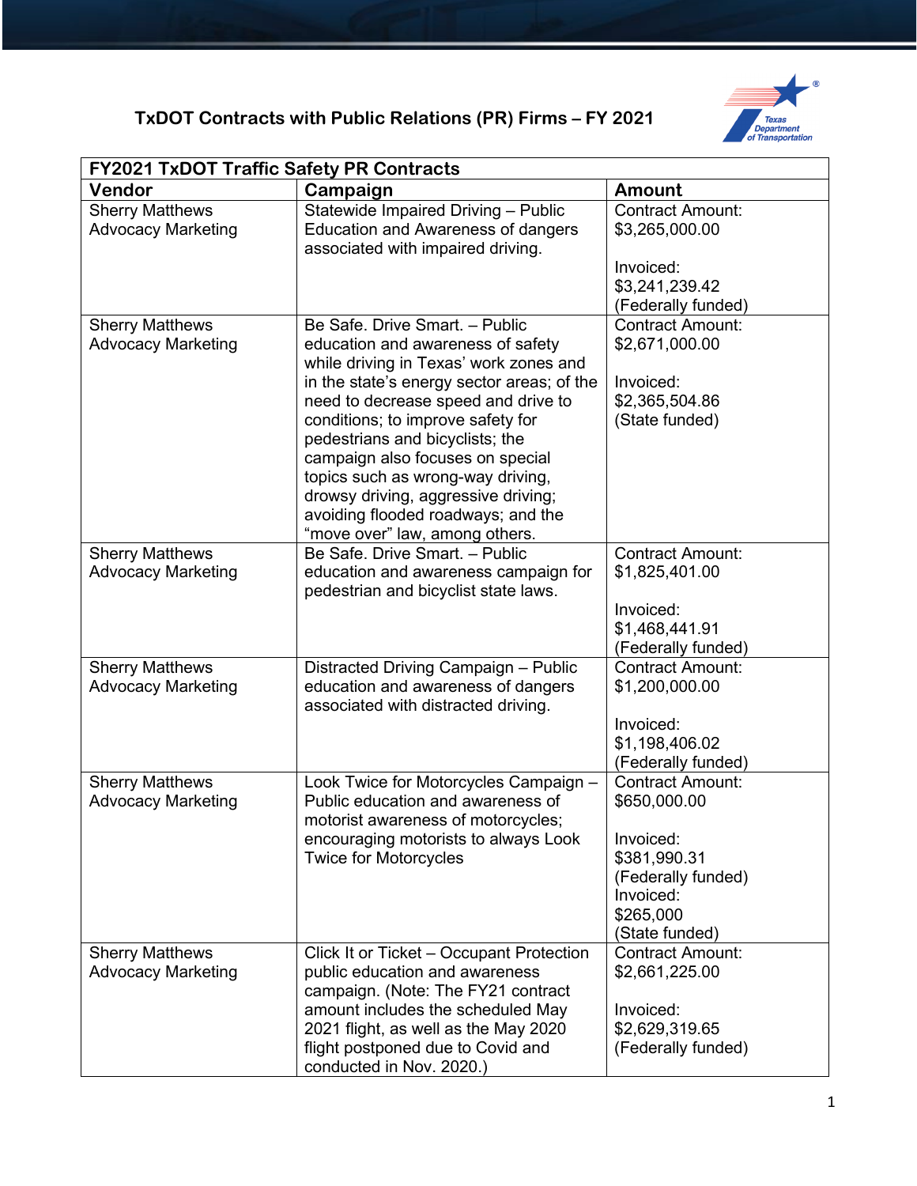# TxDOT Contracts with Public Relations (PR) Firms – FY 2021

| FY2021 TxDOT Traffic Safety PR Contracts | | |
|---|---|---|
| **Vendor** | **Campaign** | **Amount** |
| Sherry Matthews Advocacy Marketing | Statewide Impaired Driving – Public Education and Awareness of dangers associated with impaired driving. | Contract Amount: $3,265,000.00<br><br>Invoiced: $3,241,239.42 (Federally funded) |
| Sherry Matthews Advocacy Marketing | Be Safe. Drive Smart. – Public education and awareness of safety while driving in Texas' work zones and in the state's energy sector areas; of the need to decrease speed and drive to conditions; to improve safety for pedestrians and bicyclists; the campaign also focuses on special topics such as wrong-way driving, drowsy driving, aggressive driving; avoiding flooded roadways; and the "move over" law, among others. | Contract Amount: $2,671,000.00<br><br>Invoiced: $2,365,504.86 (State funded) |
| Sherry Matthews Advocacy Marketing | Be Safe. Drive Smart. – Public education and awareness campaign for pedestrian and bicyclist state laws. | Contract Amount: $1,825,401.00<br><br>Invoiced: $1,468,441.91 (Federally funded) |
| Sherry Matthews Advocacy Marketing | Distracted Driving Campaign – Public education and awareness of dangers associated with distracted driving. | Contract Amount: $1,200,000.00<br><br>Invoiced: $1,198,406.02 (Federally funded) |
| Sherry Matthews Advocacy Marketing | Look Twice for Motorcycles Campaign – Public education and awareness of motorist awareness of motorcycles; encouraging motorists to always Look Twice for Motorcycles | Contract Amount: $650,000.00<br><br>Invoiced: $381,990.31 (Federally funded)<br>Invoiced: $265,000 (State funded) |
| Sherry Matthews Advocacy Marketing | Click It or Ticket – Occupant Protection public education and awareness campaign. (Note: The FY21 contract amount includes the scheduled May 2021 flight, as well as the May 2020 flight postponed due to Covid and conducted in Nov. 2020.) | Contract Amount: $2,661,225.00<br><br>Invoiced: $2,629,319.65 (Federally funded) |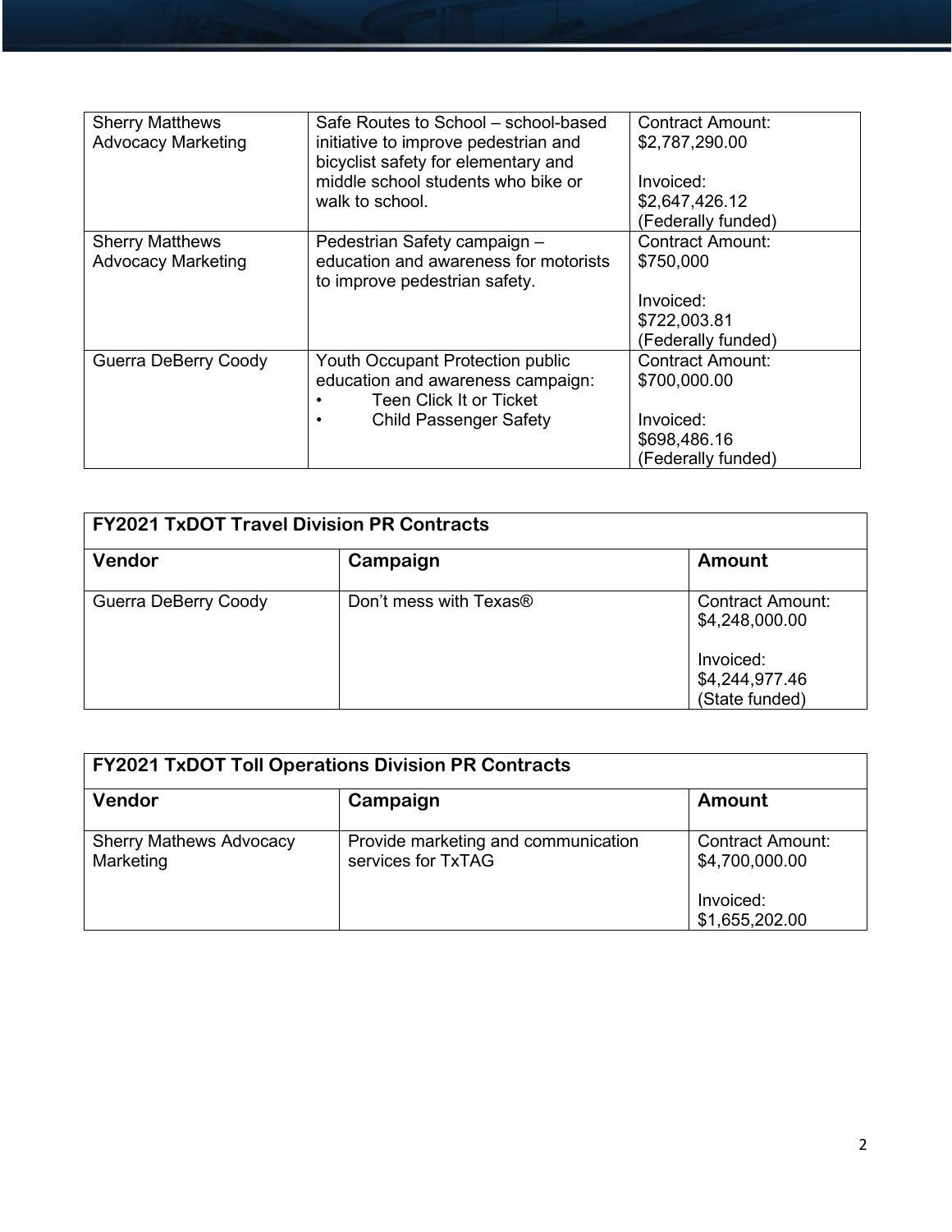| | | |
|---|---|---|
| Sherry Matthews Advocacy Marketing | Safe Routes to School – school-based initiative to improve pedestrian and bicyclist safety for elementary and middle school students who bike or walk to school. | Contract Amount: $2,787,290.00<br><br>Invoiced: $2,647,426.12 (Federally funded) |
| Sherry Matthews Advocacy Marketing | Pedestrian Safety campaign – education and awareness for motorists to improve pedestrian safety. | Contract Amount: $750,000<br><br>Invoiced: $722,003.81 (Federally funded) |
| Guerra DeBerry Coody | Youth Occupant Protection public education and awareness campaign:<br>• Teen Click It or Ticket<br>• Child Passenger Safety | Contract Amount: $700,000.00<br><br>Invoiced: $698,486.16 (Federally funded) |

**FY2021 TxDOT Travel Division PR Contracts**

| Vendor | Campaign | Amount |
|---|---|---|
| Guerra DeBerry Coody | Don't mess with Texas® | Contract Amount: $4,248,000.00<br><br>Invoiced: $4,244,977.46 (State funded) |

**FY2021 TxDOT Toll Operations Division PR Contracts**

| Vendor | Campaign | Amount |
|---|---|---|
| Sherry Mathews Advocacy Marketing | Provide marketing and communication services for TxTAG | Contract Amount: $4,700,000.00<br><br>Invoiced: $1,655,202.00 |